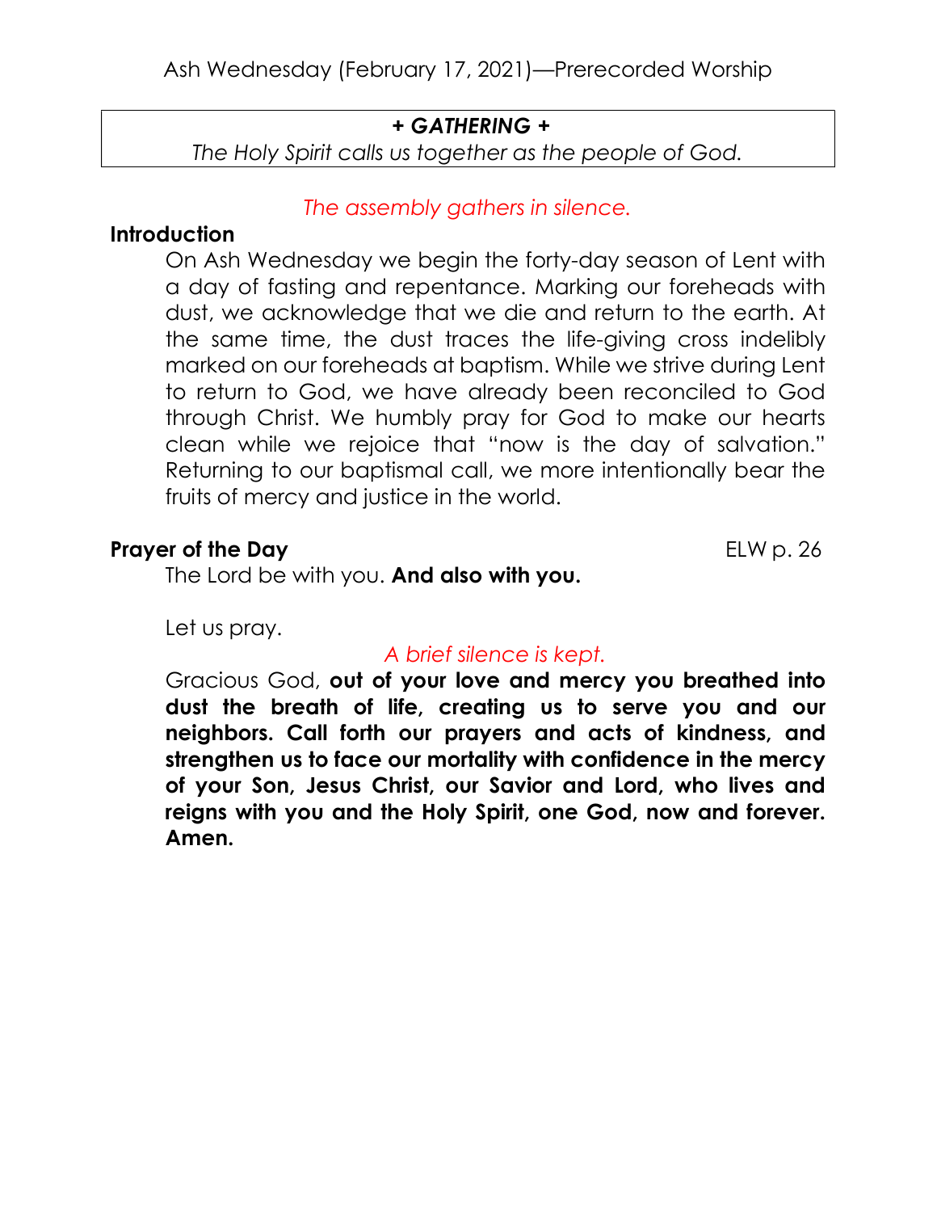# Ash Wednesday (February 17, 2021)—Prerecorded Worship

## *+ GATHERING +*

*The Holy Spirit calls us together as the people of God.*

*The assembly gathers in silence.*

**Introduction**

On Ash Wednesday we begin the forty-day season of Lent with a day of fasting and repentance. Marking our foreheads with dust, we acknowledge that we die and return to the earth. At the same time, the dust traces the life-giving cross indelibly marked on our foreheads at baptism. While we strive during Lent to return to God, we have already been reconciled to God through Christ. We humbly pray for God to make our hearts clean while we rejoice that "now is the day of salvation." Returning to our baptismal call, we more intentionally bear the fruits of mercy and justice in the world.

**Prayer of the Day** ELW p. 26

The Lord be with you. **And also with you.**

Let us pray.

*A brief silence is kept.*

Gracious God, **out of your love and mercy you breathed into dust the breath of life, creating us to serve you and our neighbors. Call forth our prayers and acts of kindness, and strengthen us to face our mortality with confidence in the mercy of your Son, Jesus Christ, our Savior and Lord, who lives and reigns with you and the Holy Spirit, one God, now and forever. Amen.**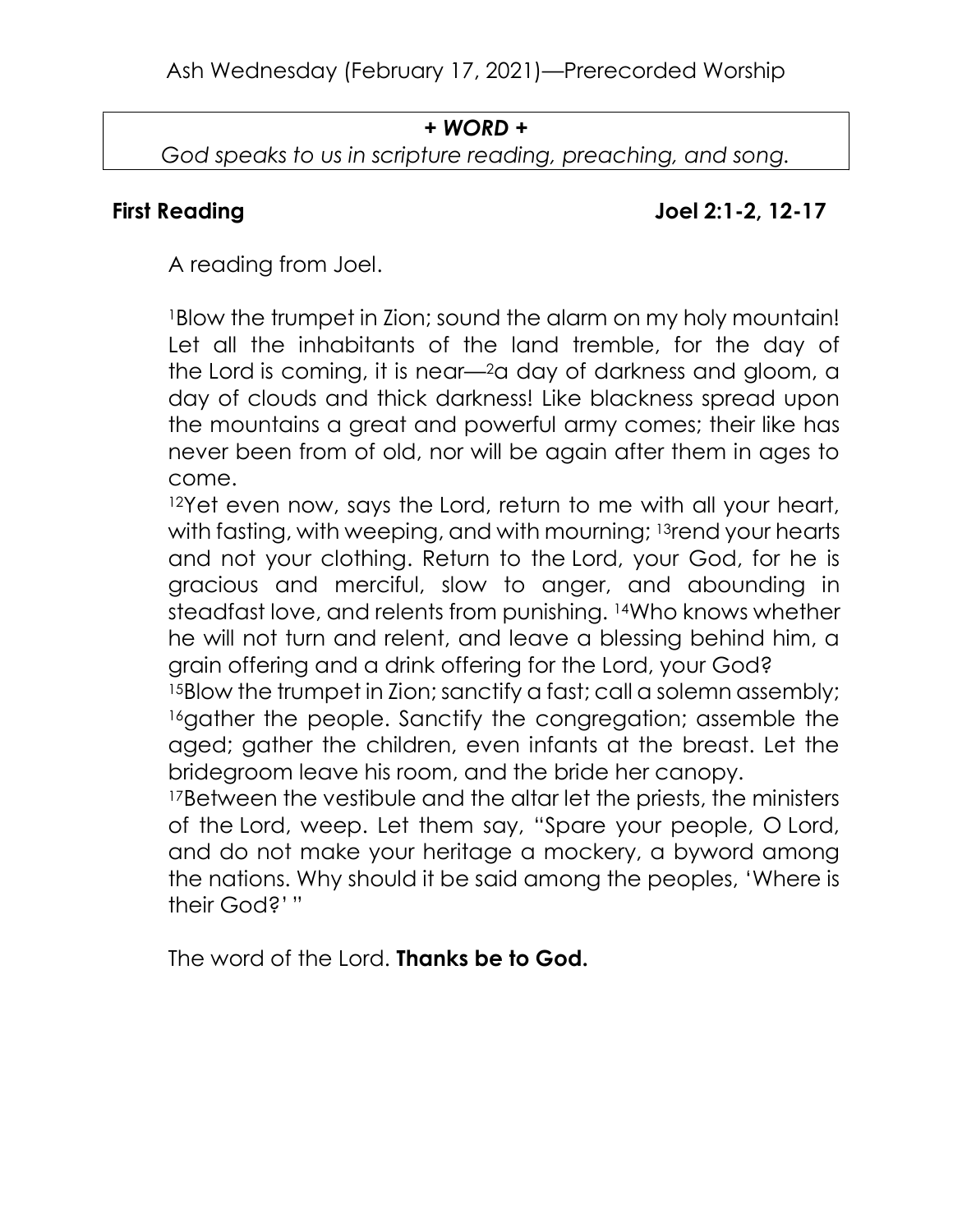**+ *WORD* +**

*God speaks to us in scripture reading, preaching, and song.*

**First Reading** **Joel 2:1-2, 12-17**

A reading from Joel.

[1]Blow the trumpet in Zion; sound the alarm on my holy mountain! Let all the inhabitants of the land tremble, for the day of the Lord is coming, it is near—[2]a day of darkness and gloom, a day of clouds and thick darkness! Like blackness spread upon the mountains a great and powerful army comes; their like has never been from of old, nor will be again after them in ages to come.

[12]Yet even now, says the Lord, return to me with all your heart, with fasting, with weeping, and with mourning; [13]rend your hearts and not your clothing. Return to the Lord, your God, for he is gracious and merciful, slow to anger, and abounding in steadfast love, and relents from punishing. [14]Who knows whether he will not turn and relent, and leave a blessing behind him, a grain offering and a drink offering for the Lord, your God?

[15]Blow the trumpet in Zion; sanctify a fast; call a solemn assembly; [16]gather the people. Sanctify the congregation; assemble the aged; gather the children, even infants at the breast. Let the bridegroom leave his room, and the bride her canopy.

[17]Between the vestibule and the altar let the priests, the ministers of the Lord, weep. Let them say, "Spare your people, O Lord, and do not make your heritage a mockery, a byword among the nations. Why should it be said among the peoples, 'Where is their God?' "

The word of the Lord. **Thanks be to God.**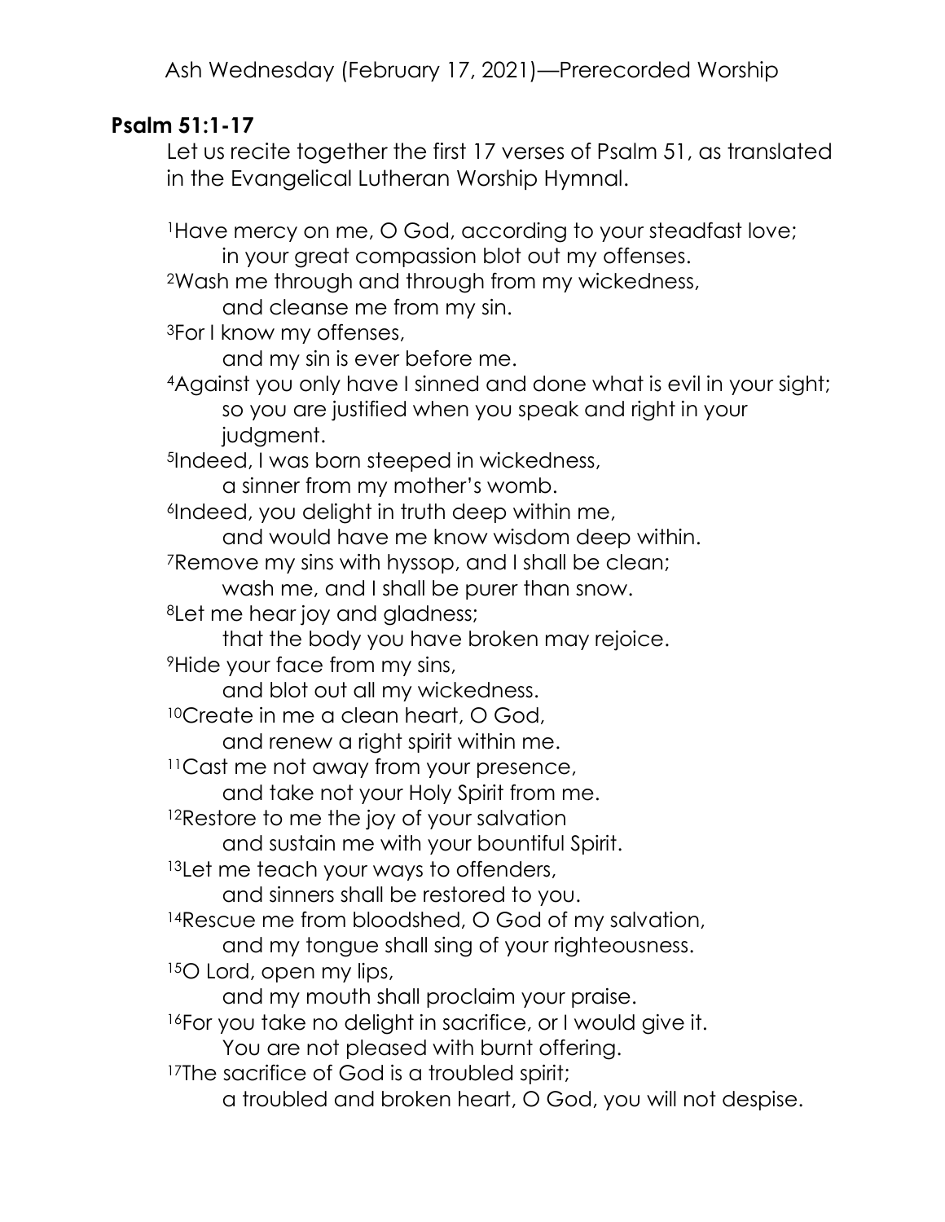**Psalm 51:1-17**

Let us recite together the first 17 verses of Psalm 51, as translated in the Evangelical Lutheran Worship Hymnal.

[1]Have mercy on me, O God, according to your steadfast love;
 in your great compassion blot out my offenses.
[2]Wash me through and through from my wickedness,
 and cleanse me from my sin.
[3]For I know my offenses,
 and my sin is ever before me.
[4]Against you only have I sinned and done what is evil in your sight;
 so you are justified when you speak and right in your judgment.
[5]Indeed, I was born steeped in wickedness,
 a sinner from my mother's womb.
[6]Indeed, you delight in truth deep within me,
 and would have me know wisdom deep within.
[7]Remove my sins with hyssop, and I shall be clean;
 wash me, and I shall be purer than snow.
[8]Let me hear joy and gladness;
 that the body you have broken may rejoice.
[9]Hide your face from my sins,
 and blot out all my wickedness.
[10]Create in me a clean heart, O God,
 and renew a right spirit within me.
[11]Cast me not away from your presence,
 and take not your Holy Spirit from me.
[12]Restore to me the joy of your salvation
 and sustain me with your bountiful Spirit.
[13]Let me teach your ways to offenders,
 and sinners shall be restored to you.
[14]Rescue me from bloodshed, O God of my salvation,
 and my tongue shall sing of your righteousness.
[15]O Lord, open my lips,
 and my mouth shall proclaim your praise.
[16]For you take no delight in sacrifice, or I would give it.
 You are not pleased with burnt offering.
[17]The sacrifice of God is a troubled spirit;
 a troubled and broken heart, O God, you will not despise.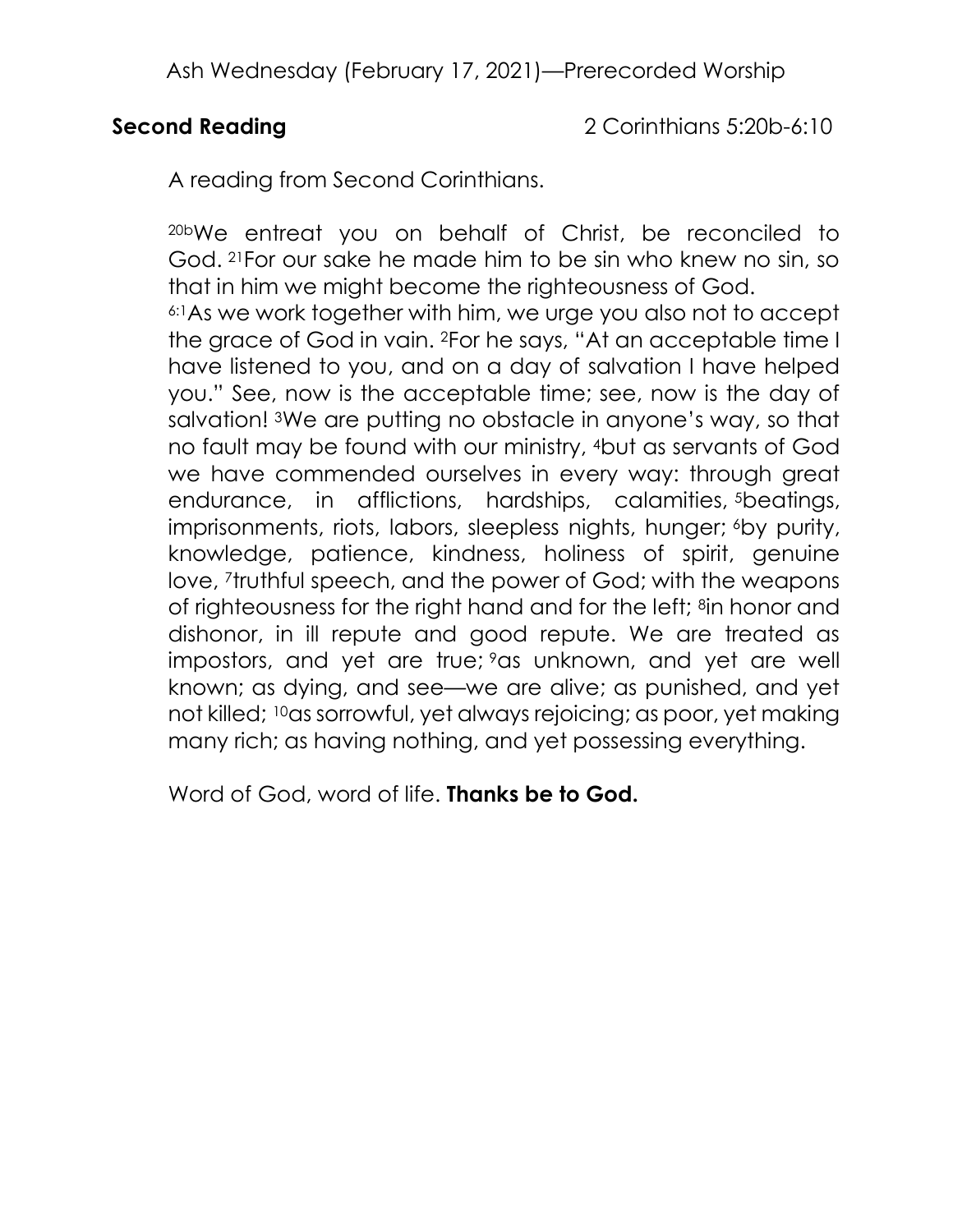**Second Reading** 2 Corinthians 5:20b-6:10

A reading from Second Corinthians.

[20b]We entreat you on behalf of Christ, be reconciled to God. [21]For our sake he made him to be sin who knew no sin, so that in him we might become the righteousness of God.
[6:1]As we work together with him, we urge you also not to accept the grace of God in vain. [2]For he says, "At an acceptable time I have listened to you, and on a day of salvation I have helped you." See, now is the acceptable time; see, now is the day of salvation! [3]We are putting no obstacle in anyone's way, so that no fault may be found with our ministry, [4]but as servants of God we have commended ourselves in every way: through great endurance, in afflictions, hardships, calamities, [5]beatings, imprisonments, riots, labors, sleepless nights, hunger; [6]by purity, knowledge, patience, kindness, holiness of spirit, genuine love, [7]truthful speech, and the power of God; with the weapons of righteousness for the right hand and for the left; [8]in honor and dishonor, in ill repute and good repute. We are treated as impostors, and yet are true; [9]as unknown, and yet are well known; as dying, and see—we are alive; as punished, and yet not killed; [10]as sorrowful, yet always rejoicing; as poor, yet making many rich; as having nothing, and yet possessing everything.

Word of God, word of life. **Thanks be to God.**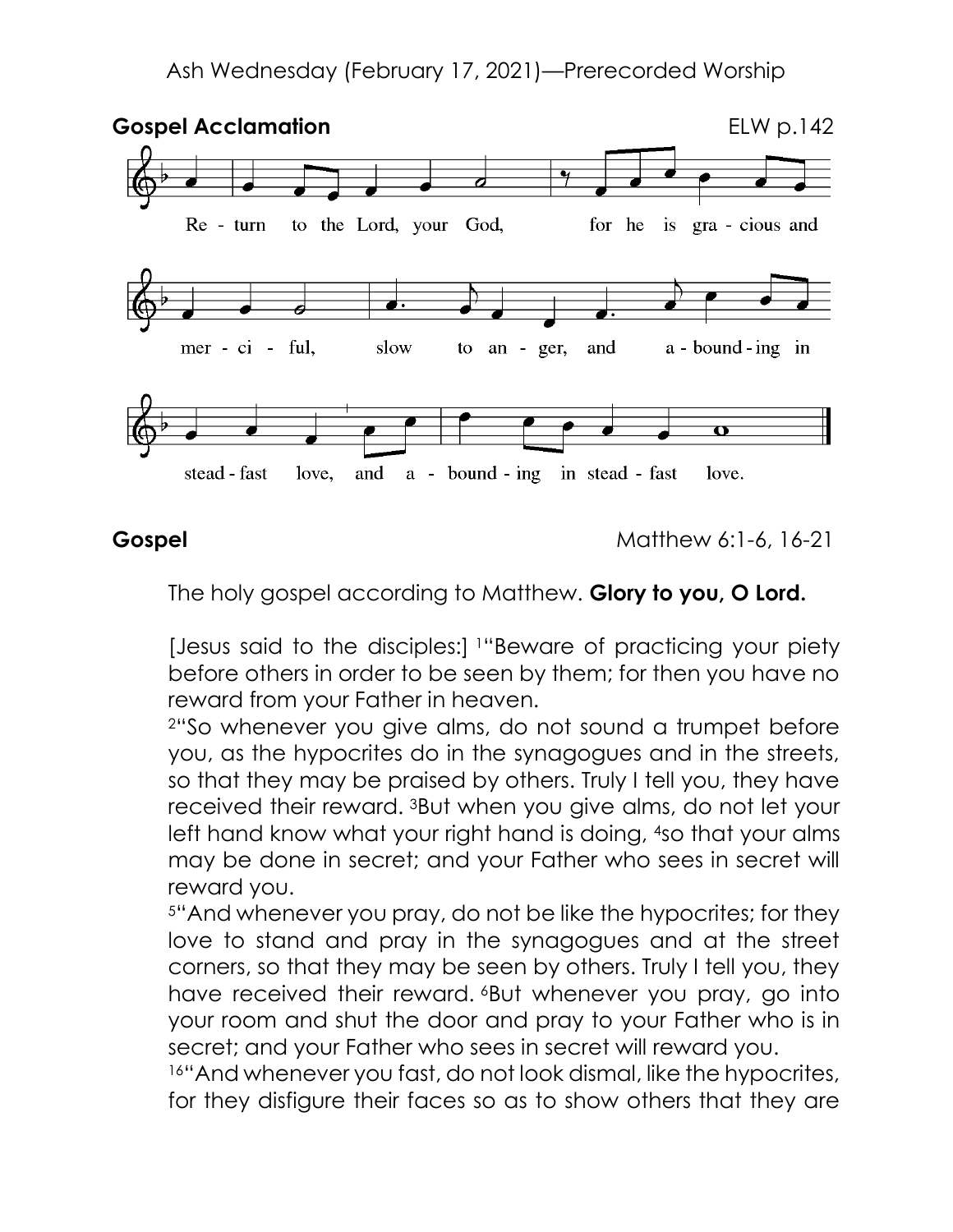**Gospel Acclamation** ELW p.142

Re - turn to the Lord, your God, for he is gra - cious and mer - ci - ful, slow to an - ger, and a - bound - ing in stead - fast love, and a - bound - ing in stead - fast love.

**Gospel** Matthew 6:1-6, 16-21

The holy gospel according to Matthew. **Glory to you, O Lord.**

[Jesus said to the disciples:] [1]"Beware of practicing your piety before others in order to be seen by them; for then you have no reward from your Father in heaven.

[2]"So whenever you give alms, do not sound a trumpet before you, as the hypocrites do in the synagogues and in the streets, so that they may be praised by others. Truly I tell you, they have received their reward. [3]But when you give alms, do not let your left hand know what your right hand is doing, [4]so that your alms may be done in secret; and your Father who sees in secret will reward you.

[5]"And whenever you pray, do not be like the hypocrites; for they love to stand and pray in the synagogues and at the street corners, so that they may be seen by others. Truly I tell you, they have received their reward. [6]But whenever you pray, go into your room and shut the door and pray to your Father who is in secret; and your Father who sees in secret will reward you.

[16]"And whenever you fast, do not look dismal, like the hypocrites, for they disfigure their faces so as to show others that they are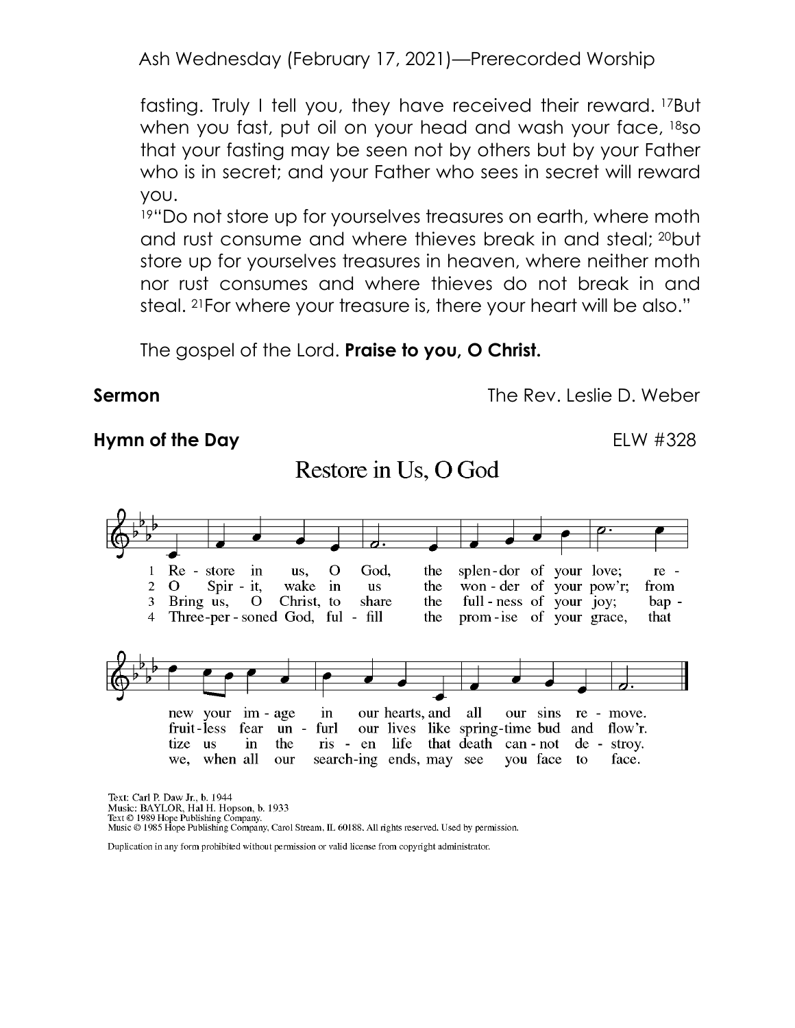fasting. Truly I tell you, they have received their reward. [17]But when you fast, put oil on your head and wash your face, [18]so that your fasting may be seen not by others but by your Father who is in secret; and your Father who sees in secret will reward you.

[19]"Do not store up for yourselves treasures on earth, where moth and rust consume and where thieves break in and steal; [20]but store up for yourselves treasures in heaven, where neither moth nor rust consumes and where thieves do not break in and steal. [21]For where your treasure is, there your heart will be also."

The gospel of the Lord. **Praise to you, O Christ.**

**Sermon** The Rev. Leslie D. Weber

**Hymn of the Day** ELW #328

## Restore in Us, O God

1 Re - store in us, O God, the splen - dor of your love; re - new your im - age in our hearts, and all our sins re - move.

2 O Spir - it, wake in us the won - der of your pow'r; from fruit - less fear un - furl our lives like spring - time bud and flow'r.

3 Bring us, O Christ, to share the full - ness of your joy; bap - tize us in the ris - en life that death can - not de - stroy.

4 Three-per - soned God, ful - fill the prom - ise of your grace, that we, when all our search - ing ends, may see you face to face.

Text: Carl P. Daw Jr., b. 1944
Music: BAYLOR, Hal H. Hopson, b. 1933
Text © 1989 Hope Publishing Company.
Music © 1985 Hope Publishing Company, Carol Stream, IL 60188. All rights reserved. Used by permission.

Duplication in any form prohibited without permission or valid license from copyright administrator.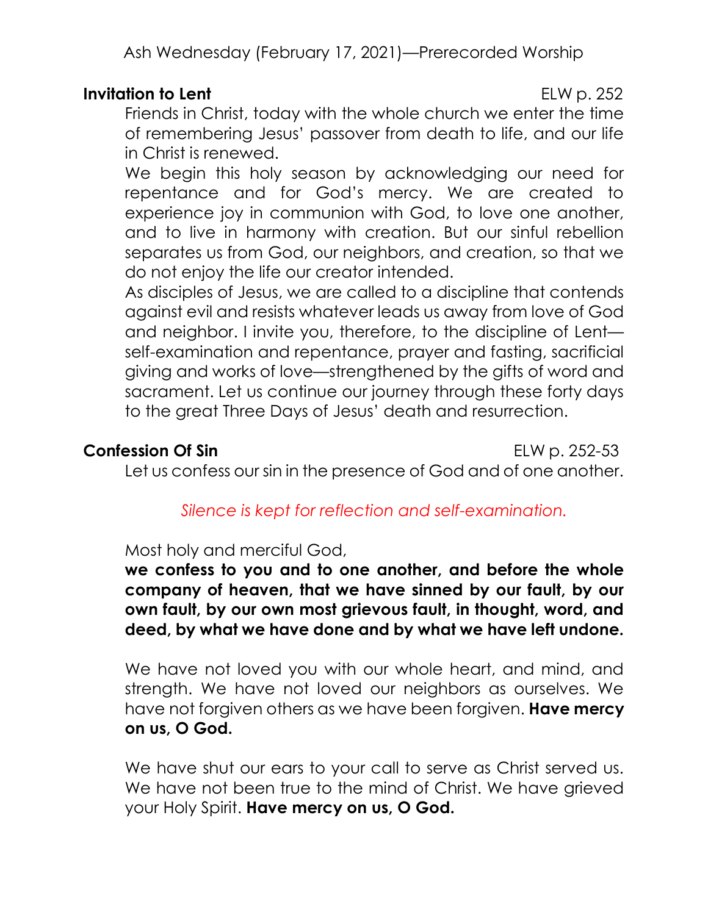Ash Wednesday (February 17, 2021)—Prerecorded Worship

**Invitation to Lent** ELW p. 252

Friends in Christ, today with the whole church we enter the time of remembering Jesus' passover from death to life, and our life in Christ is renewed.

We begin this holy season by acknowledging our need for repentance and for God's mercy. We are created to experience joy in communion with God, to love one another, and to live in harmony with creation. But our sinful rebellion separates us from God, our neighbors, and creation, so that we do not enjoy the life our creator intended.

As disciples of Jesus, we are called to a discipline that contends against evil and resists whatever leads us away from love of God and neighbor. I invite you, therefore, to the discipline of Lent—self-examination and repentance, prayer and fasting, sacrificial giving and works of love—strengthened by the gifts of word and sacrament. Let us continue our journey through these forty days to the great Three Days of Jesus' death and resurrection.

**Confession Of Sin** ELW p. 252-53

Let us confess our sin in the presence of God and of one another.

*Silence is kept for reflection and self-examination.*

Most holy and merciful God,

**we confess to you and to one another, and before the whole company of heaven, that we have sinned by our fault, by our own fault, by our own most grievous fault, in thought, word, and deed, by what we have done and by what we have left undone.**

We have not loved you with our whole heart, and mind, and strength. We have not loved our neighbors as ourselves. We have not forgiven others as we have been forgiven. **Have mercy on us, O God.**

We have shut our ears to your call to serve as Christ served us. We have not been true to the mind of Christ. We have grieved your Holy Spirit. **Have mercy on us, O God.**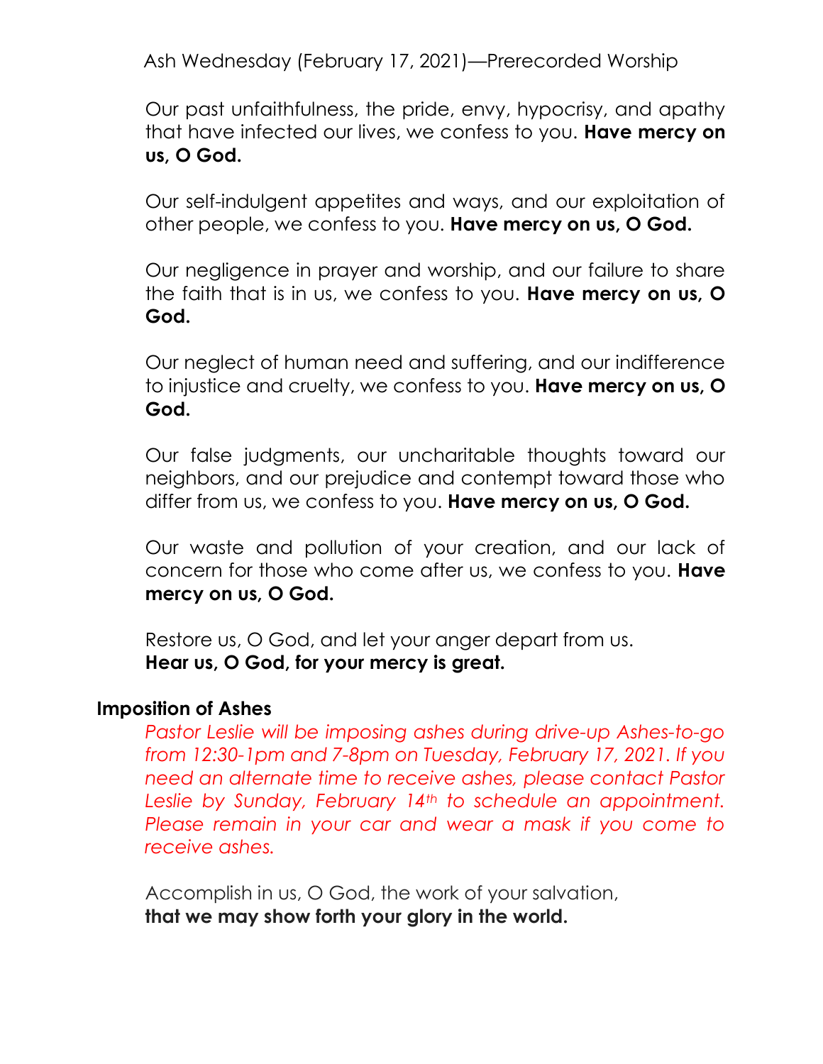Our past unfaithfulness, the pride, envy, hypocrisy, and apathy that have infected our lives, we confess to you. **Have mercy on us, O God.**

Our self-indulgent appetites and ways, and our exploitation of other people, we confess to you. **Have mercy on us, O God.**

Our negligence in prayer and worship, and our failure to share the faith that is in us, we confess to you. **Have mercy on us, O God.**

Our neglect of human need and suffering, and our indifference to injustice and cruelty, we confess to you. **Have mercy on us, O God.**

Our false judgments, our uncharitable thoughts toward our neighbors, and our prejudice and contempt toward those who differ from us, we confess to you. **Have mercy on us, O God.**

Our waste and pollution of your creation, and our lack of concern for those who come after us, we confess to you. **Have mercy on us, O God.**

Restore us, O God, and let your anger depart from us.
**Hear us, O God, for your mercy is great.**

**Imposition of Ashes**

*Pastor Leslie will be imposing ashes during drive-up Ashes-to-go from 12:30-1pm and 7-8pm on Tuesday, February 17, 2021. If you need an alternate time to receive ashes, please contact Pastor Leslie by Sunday, February 14th to schedule an appointment. Please remain in your car and wear a mask if you come to receive ashes.*

Accomplish in us, O God, the work of your salvation,
**that we may show forth your glory in the world.**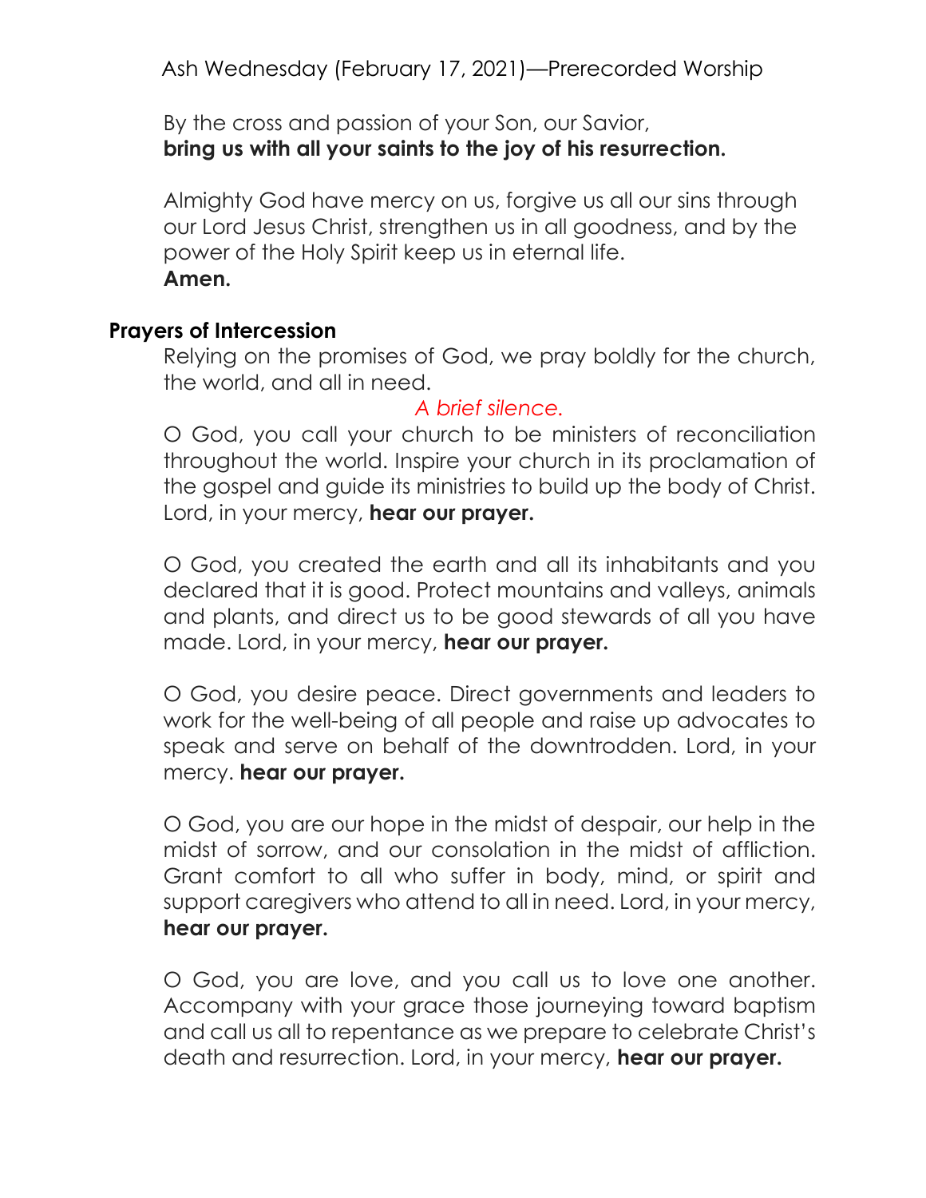By the cross and passion of your Son, our Savior,
**bring us with all your saints to the joy of his resurrection.**

Almighty God have mercy on us, forgive us all our sins through our Lord Jesus Christ, strengthen us in all goodness, and by the power of the Holy Spirit keep us in eternal life.
**Amen.**

## Prayers of Intercession

Relying on the promises of God, we pray boldly for the church, the world, and all in need.

*A brief silence.*

O God, you call your church to be ministers of reconciliation throughout the world. Inspire your church in its proclamation of the gospel and guide its ministries to build up the body of Christ. Lord, in your mercy, **hear our prayer.**

O God, you created the earth and all its inhabitants and you declared that it is good. Protect mountains and valleys, animals and plants, and direct us to be good stewards of all you have made. Lord, in your mercy, **hear our prayer.**

O God, you desire peace. Direct governments and leaders to work for the well-being of all people and raise up advocates to speak and serve on behalf of the downtrodden. Lord, in your mercy. **hear our prayer.**

O God, you are our hope in the midst of despair, our help in the midst of sorrow, and our consolation in the midst of affliction. Grant comfort to all who suffer in body, mind, or spirit and support caregivers who attend to all in need. Lord, in your mercy, **hear our prayer.**

O God, you are love, and you call us to love one another. Accompany with your grace those journeying toward baptism and call us all to repentance as we prepare to celebrate Christ's death and resurrection. Lord, in your mercy, **hear our prayer.**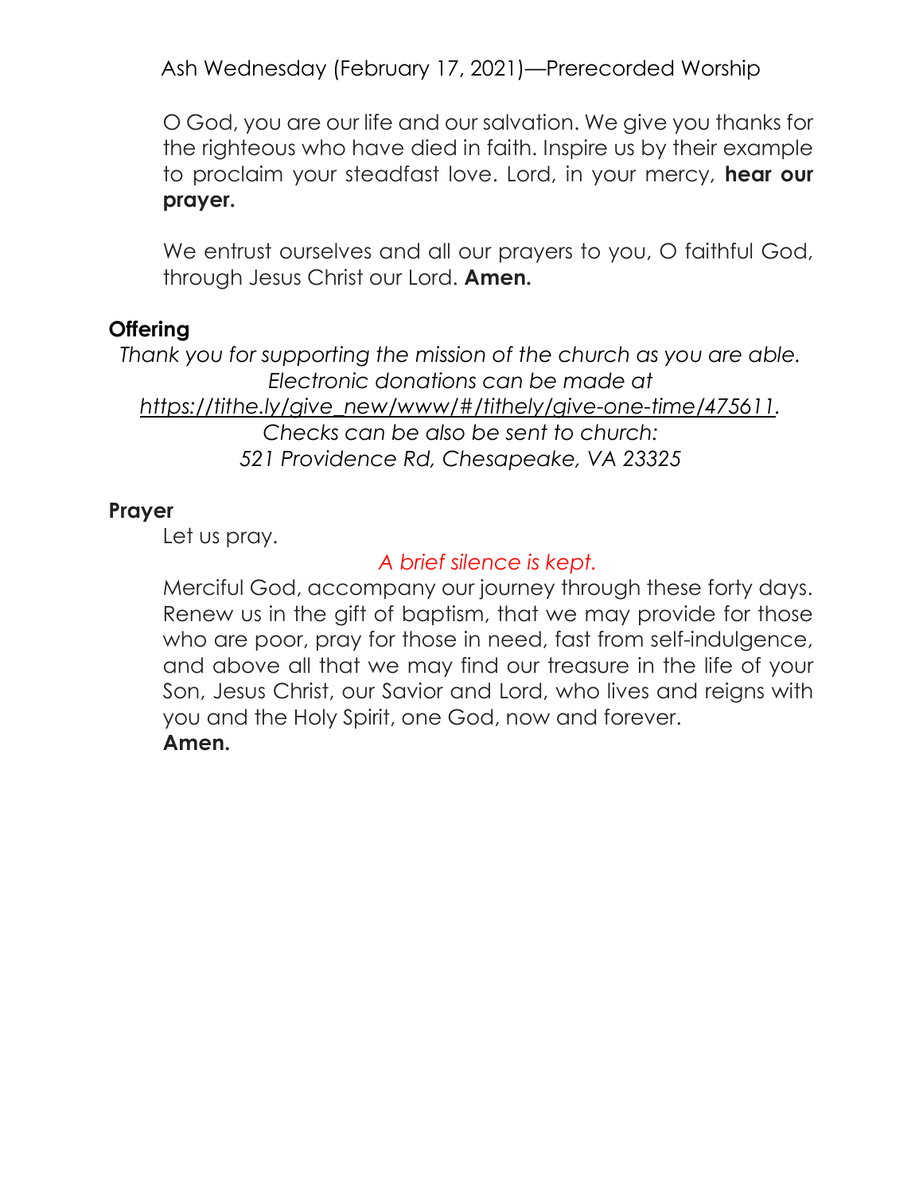O God, you are our life and our salvation. We give you thanks for the righteous who have died in faith. Inspire us by their example to proclaim your steadfast love. Lord, in your mercy, **hear our prayer.**

We entrust ourselves and all our prayers to you, O faithful God, through Jesus Christ our Lord. **Amen.**

## Offering

*Thank you for supporting the mission of the church as you are able.*
*Electronic donations can be made at*
*https://tithe.ly/give_new/www/#/tithely/give-one-time/475611.*
*Checks can be also be sent to church:*
*521 Providence Rd, Chesapeake, VA 23325*

## Prayer

Let us pray.

*A brief silence is kept.*

Merciful God, accompany our journey through these forty days. Renew us in the gift of baptism, that we may provide for those who are poor, pray for those in need, fast from self-indulgence, and above all that we may find our treasure in the life of your Son, Jesus Christ, our Savior and Lord, who lives and reigns with you and the Holy Spirit, one God, now and forever.
**Amen.**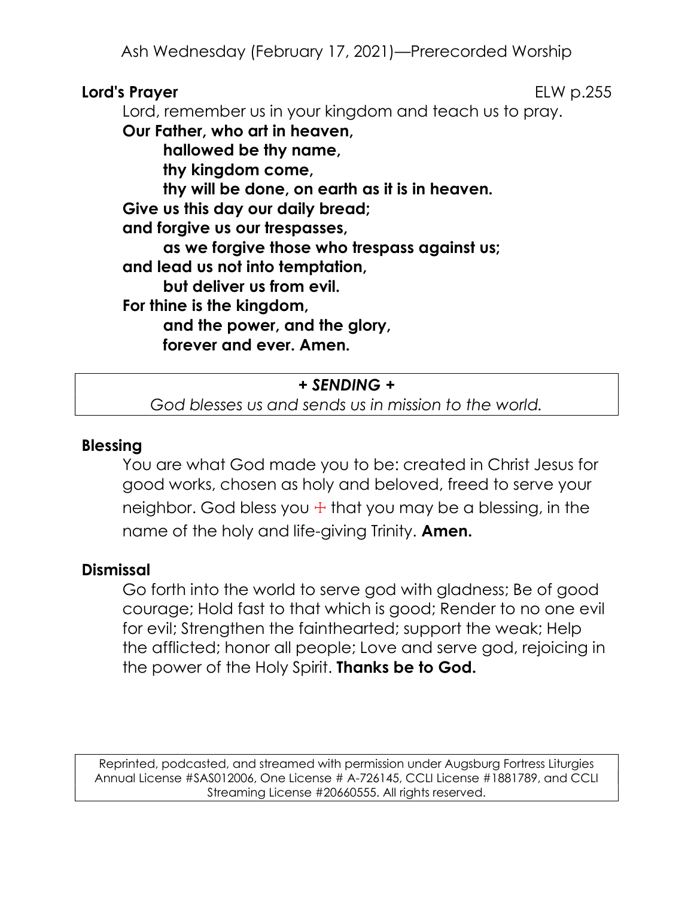**Lord's Prayer** ELW p.255

Lord, remember us in your kingdom and teach us to pray.

**Our Father, who art in heaven,**
**hallowed be thy name,**
**thy kingdom come,**
**thy will be done, on earth as it is in heaven.**
**Give us this day our daily bread;**
**and forgive us our trespasses,**
**as we forgive those who trespass against us;**
**and lead us not into temptation,**
**but deliver us from evil.**
**For thine is the kingdom,**
**and the power, and the glory,**
**forever and ever. Amen.**

***+ SENDING +***

*God blesses us and sends us in mission to the world.*

**Blessing**

You are what God made you to be: created in Christ Jesus for good works, chosen as holy and beloved, freed to serve your neighbor. God bless you ☩ that you may be a blessing, in the name of the holy and life-giving Trinity. **Amen.**

**Dismissal**

Go forth into the world to serve god with gladness; Be of good courage; Hold fast to that which is good; Render to no one evil for evil; Strengthen the fainthearted; support the weak; Help the afflicted; honor all people; Love and serve god, rejoicing in the power of the Holy Spirit. **Thanks be to God.**

Reprinted, podcasted, and streamed with permission under Augsburg Fortress Liturgies Annual License #SAS012006, One License # A-726145, CCLI License #1881789, and CCLI Streaming License #20660555. All rights reserved.